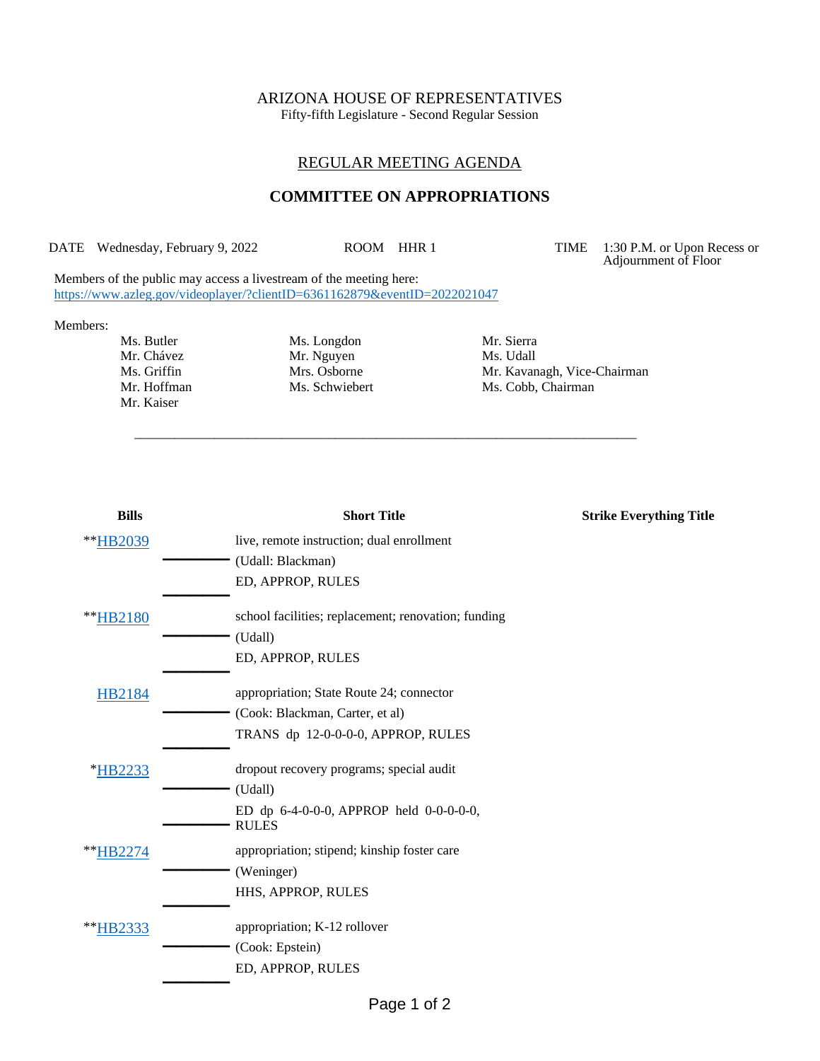ARIZONA HOUSE OF REPRESENTATIVES
Fifty-fifth Legislature - Second Regular Session

## REGULAR MEETING AGENDA

## COMMITTEE ON APPROPRIATIONS

DATE Wednesday, February 9, 2022 | ROOM HHR 1 | TIME 1:30 P.M. or Upon Recess or Adjournment of Floor

Members of the public may access a livestream of the meeting here:
https://www.azleg.gov/videoplayer/?clientID=6361162879&eventID=2022021047

Members:

Ms. Butler
Mr. Chávez
Ms. Griffin
Mr. Hoffman
Mr. Kaiser
Ms. Longdon
Mr. Nguyen
Mrs. Osborne
Ms. Schwiebert
Mr. Sierra
Ms. Udall
Mr. Kavanagh, Vice-Chairman
Ms. Cobb, Chairman

---

| Bills | Short Title | Strike Everything Title |
|---|---|---|
| **HB2039 | live, remote instruction; dual enrollment<br>(Udall: Blackman)<br>ED, APPROP, RULES | |
| **HB2180 | school facilities; replacement; renovation; funding<br>(Udall)<br>ED, APPROP, RULES | |
| HB2184 | appropriation; State Route 24; connector<br>(Cook: Blackman, Carter, et al)<br>TRANS dp 12-0-0-0-0, APPROP, RULES | |
| *HB2233 | dropout recovery programs; special audit<br>(Udall)<br>ED dp 6-4-0-0-0, APPROP held 0-0-0-0-0, RULES | |
| **HB2274 | appropriation; stipend; kinship foster care<br>(Weninger)<br>HHS, APPROP, RULES | |
| **HB2333 | appropriation; K-12 rollover<br>(Cook: Epstein)<br>ED, APPROP, RULES | |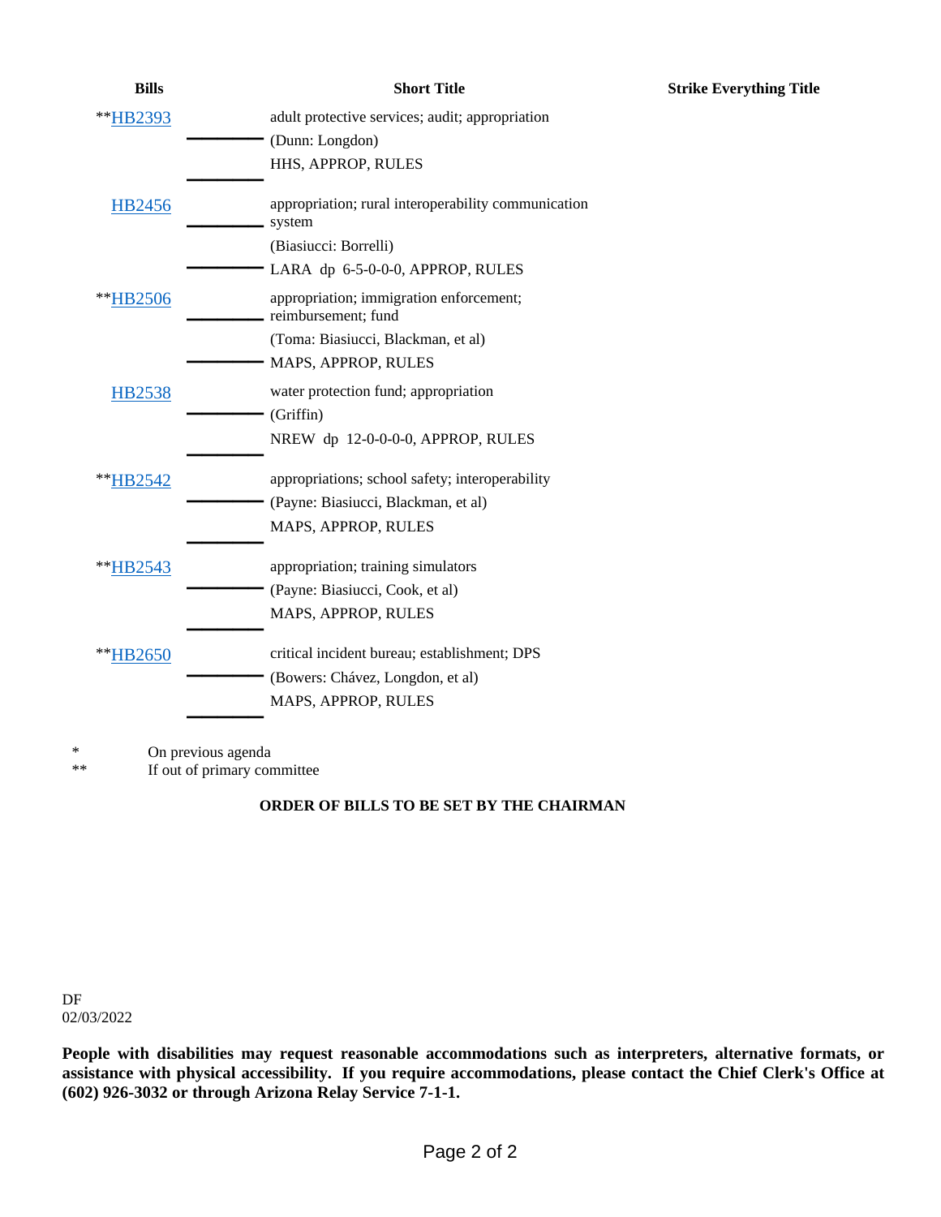| Bills | Short Title | Strike Everything Title |
| --- | --- | --- |
| **HB2393 | adult protective services; audit; appropriation<br>(Dunn: Longdon)<br>HHS, APPROP, RULES | |
| HB2456 | appropriation; rural interoperability communication system<br>(Biasiucci: Borrelli)<br>LARA dp 6-5-0-0-0, APPROP, RULES | |
| **HB2506 | appropriation; immigration enforcement; reimbursement; fund<br>(Toma: Biasiucci, Blackman, et al)<br>MAPS, APPROP, RULES | |
| HB2538 | water protection fund; appropriation<br>(Griffin)<br>NREW dp 12-0-0-0-0, APPROP, RULES | |
| **HB2542 | appropriations; school safety; interoperability<br>(Payne: Biasiucci, Blackman, et al)<br>MAPS, APPROP, RULES | |
| **HB2543 | appropriation; training simulators<br>(Payne: Biasiucci, Cook, et al)<br>MAPS, APPROP, RULES | |
| **HB2650 | critical incident bureau; establishment; DPS<br>(Bowers: Chávez, Longdon, et al)<br>MAPS, APPROP, RULES | |

\* On previous agenda
** If out of primary committee

**ORDER OF BILLS TO BE SET BY THE CHAIRMAN**

DF
02/03/2022

**People with disabilities may request reasonable accommodations such as interpreters, alternative formats, or assistance with physical accessibility. If you require accommodations, please contact the Chief Clerk's Office at (602) 926-3032 or through Arizona Relay Service 7-1-1.**